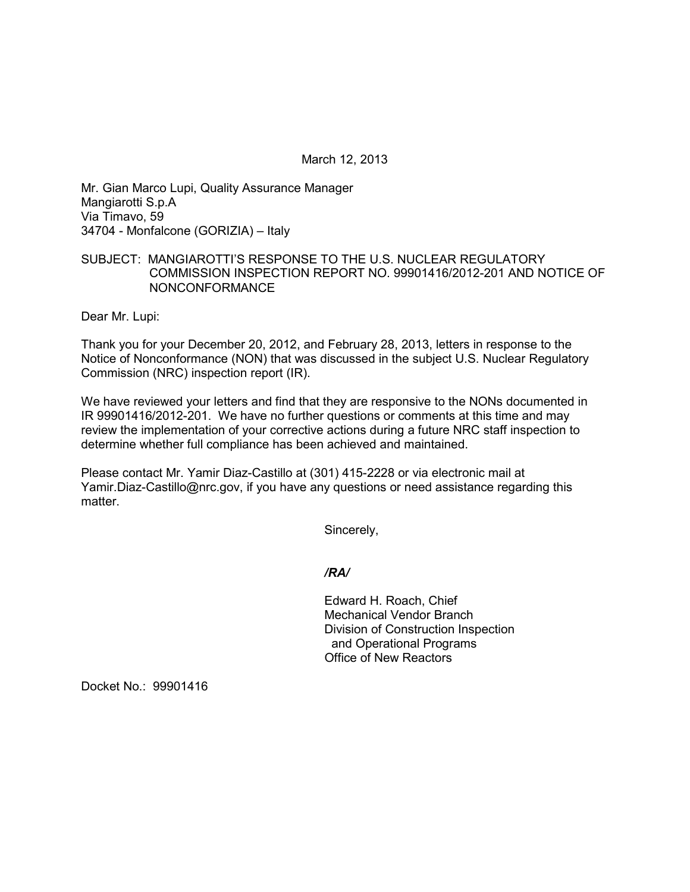March 12, 2013

Mr. Gian Marco Lupi, Quality Assurance Manager
Mangiarotti S.p.A
Via Timavo, 59
34704 - Monfalcone (GORIZIA) – Italy

SUBJECT: MANGIAROTTI'S RESPONSE TO THE U.S. NUCLEAR REGULATORY COMMISSION INSPECTION REPORT NO. 99901416/2012-201 AND NOTICE OF NONCONFORMANCE

Dear Mr. Lupi:

Thank you for your December 20, 2012, and February 28, 2013, letters in response to the Notice of Nonconformance (NON) that was discussed in the subject U.S. Nuclear Regulatory Commission (NRC) inspection report (IR).

We have reviewed your letters and find that they are responsive to the NONs documented in IR 99901416/2012-201. We have no further questions or comments at this time and may review the implementation of your corrective actions during a future NRC staff inspection to determine whether full compliance has been achieved and maintained.

Please contact Mr. Yamir Diaz-Castillo at (301) 415-2228 or via electronic mail at Yamir.Diaz-Castillo@nrc.gov, if you have any questions or need assistance regarding this matter.

Sincerely,

*/RA/*

Edward H. Roach, Chief
Mechanical Vendor Branch
Division of Construction Inspection
and Operational Programs
Office of New Reactors

Docket No.: 99901416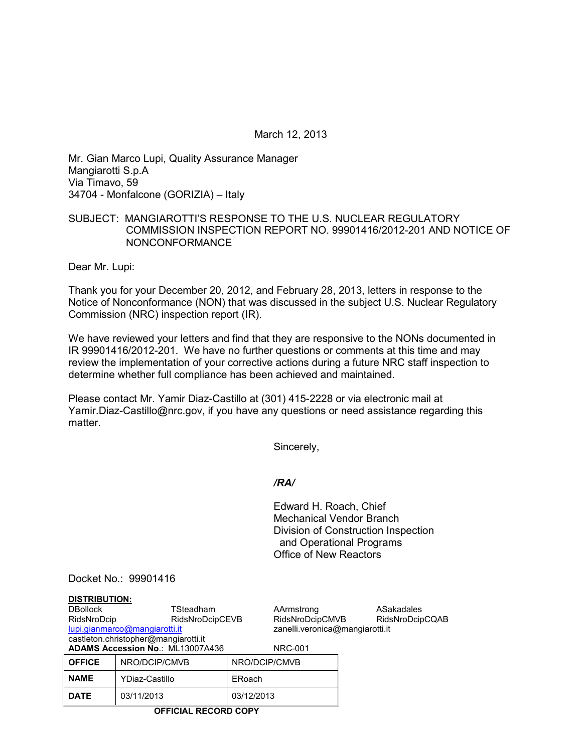March 12, 2013

Mr. Gian Marco Lupi, Quality Assurance Manager
Mangiarotti S.p.A
Via Timavo, 59
34704 - Monfalcone (GORIZIA) – Italy

SUBJECT: MANGIAROTTI'S RESPONSE TO THE U.S. NUCLEAR REGULATORY COMMISSION INSPECTION REPORT NO. 99901416/2012-201 AND NOTICE OF NONCONFORMANCE

Dear Mr. Lupi:

Thank you for your December 20, 2012, and February 28, 2013, letters in response to the Notice of Nonconformance (NON) that was discussed in the subject U.S. Nuclear Regulatory Commission (NRC) inspection report (IR).

We have reviewed your letters and find that they are responsive to the NONs documented in IR 99901416/2012-201. We have no further questions or comments at this time and may review the implementation of your corrective actions during a future NRC staff inspection to determine whether full compliance has been achieved and maintained.

Please contact Mr. Yamir Diaz-Castillo at (301) 415-2228 or via electronic mail at Yamir.Diaz-Castillo@nrc.gov, if you have any questions or need assistance regarding this matter.

Sincerely,

*/RA/*

Edward H. Roach, Chief
Mechanical Vendor Branch
Division of Construction Inspection
and Operational Programs
Office of New Reactors

Docket No.: 99901416

**DISTRIBUTION:**

DBollock TSteadham AArmstrong ASakadales
RidsNroDcip RidsNroDcipCEVB RidsNroDcipCMVB RidsNroDcipCQAB
lupi.gianmarco@mangiarotti.it zanelli.veronica@mangiarotti.it
castleton.christopher@mangiarotti.it

**ADAMS Accession No.**: ML13007A436 NRC-001

| | | |
|---|---|---|
| **OFFICE** | NRO/DCIP/CMVB | NRO/DCIP/CMVB |
| **NAME** | YDiaz-Castillo | ERoach |
| **DATE** | 03/11/2013 | 03/12/2013 |

**OFFICIAL RECORD COPY**